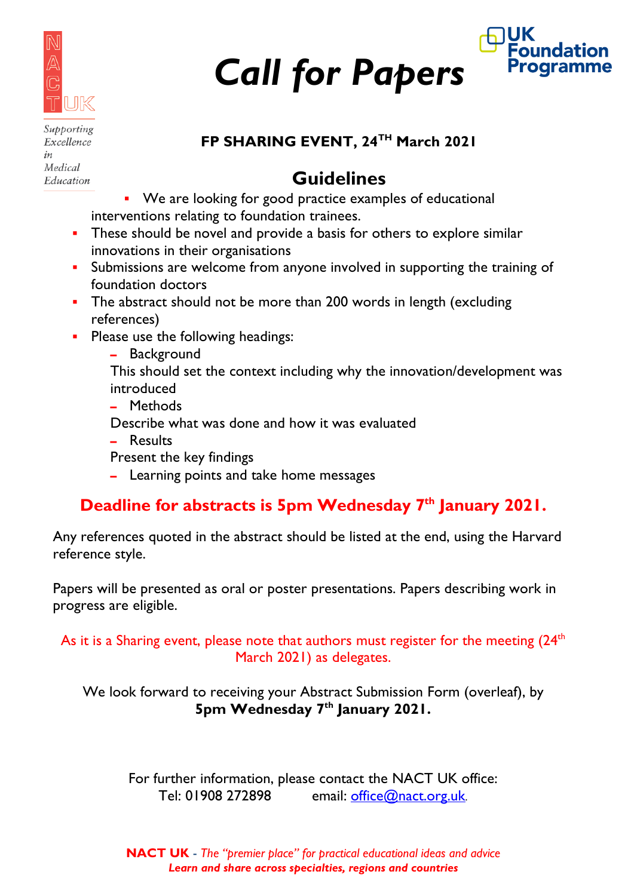NACT UK

*Supporting Excellence in Medical Education*

UK Foundation Programme

# *Call for Papers*

**FP SHARING EVENT, 24TH March 2021**

## Guidelines

- We are looking for good practice examples of educational interventions relating to foundation trainees.
- These should be novel and provide a basis for others to explore similar innovations in their organisations
- Submissions are welcome from anyone involved in supporting the training of foundation doctors
- The abstract should not be more than 200 words in length (excluding references)
- Please use the following headings:
  - Background

    This should set the context including why the innovation/development was introduced
  - Methods

    Describe what was done and how it was evaluated
  - Results

    Present the key findings
  - Learning points and take home messages

**Deadline for abstracts is 5pm Wednesday 7th January 2021.**

Any references quoted in the abstract should be listed at the end, using the Harvard reference style.

Papers will be presented as oral or poster presentations. Papers describing work in progress are eligible.

As it is a Sharing event, please note that authors must register for the meeting (24th March 2021) as delegates.

We look forward to receiving your Abstract Submission Form (overleaf), by **5pm Wednesday 7th January 2021.**

For further information, please contact the NACT UK office:
Tel: 01908 272898 email: office@nact.org.uk.

**NACT UK** - *The "premier place" for practical educational ideas and advice*
***Learn and share across specialties, regions and countries***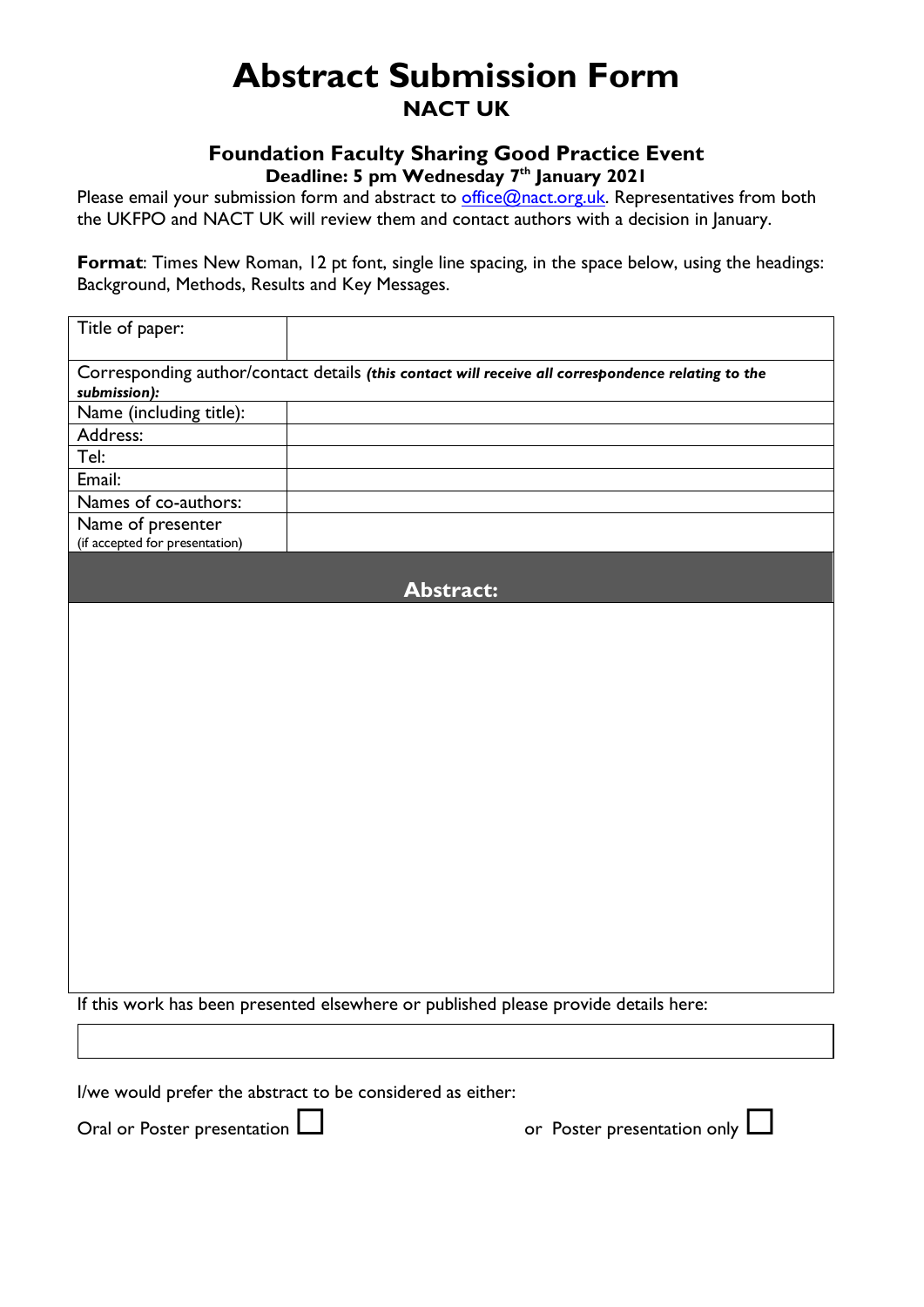# Abstract Submission Form

## NACT UK

### Foundation Faculty Sharing Good Practice Event

**Deadline: 5 pm Wednesday 7th January 2021**

Please email your submission form and abstract to office@nact.org.uk. Representatives from both the UKFPO and NACT UK will review them and contact authors with a decision in January.

**Format**: Times New Roman, 12 pt font, single line spacing, in the space below, using the headings: Background, Methods, Results and Key Messages.

| | |
|---|---|
| Title of paper: | |
| Corresponding author/contact details ***(this contact will receive all correspondence relating to the submission):*** | |
| Name (including title): | |
| Address: | |
| Tel: | |
| Email: | |
| Names of co-authors: | |
| Name of presenter (if accepted for presentation) | |

**Abstract:**

If this work has been presented elsewhere or published please provide details here:

I/we would prefer the abstract to be considered as either:

Oral or Poster presentation ☐ or Poster presentation only ☐